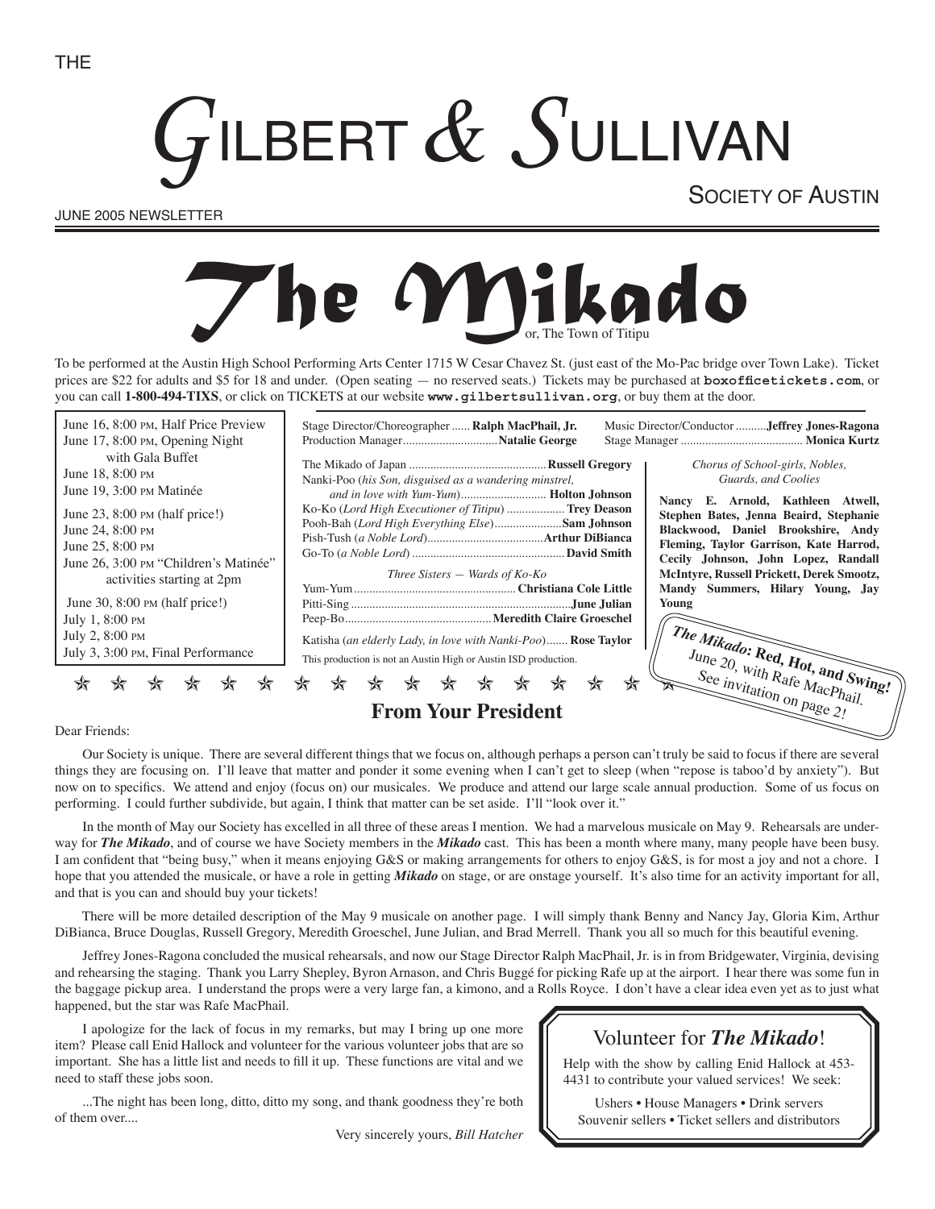THE

# GILBERT & SULLIVAN

SOCIETY OF AUSTIN

JUNE 2005 NEWSLETTER

# The Mikado

or, The Town of Titipu

To be performed at the Austin High School Performing Arts Center 1715 W Cesar Chavez St. (just east of the Mo-Pac bridge over Town Lake). Ticket prices are $22 for adults and $5 for 18 and under. (Open seating — no reserved seats.) Tickets may be purchased at **boxofficetickets.com**, or you can call **1-800-494-TIXS**, or click on TICKETS at our website **www.gilbertsullivan.org**, or buy them at the door.

June 16, 8:00 PM, Half Price Preview
June 17, 8:00 PM, Opening Night with Gala Buffet
June 18, 8:00 PM
June 19, 3:00 PM Matinée

June 23, 8:00 PM (half price!)
June 24, 8:00 PM
June 25, 8:00 PM
June 26, 3:00 PM "Children's Matinée" activities starting at 2pm

June 30, 8:00 PM (half price!)
July 1, 8:00 PM
July 2, 8:00 PM
July 3, 3:00 PM, Final Performance

Stage Director/Choreographer ...... **Ralph MacPhail, Jr.**
Production Manager............................... **Natalie George**
Music Director/Conductor .......... **Jeffrey Jones-Ragona**
Stage Manager ........................................ **Monica Kurtz**

The Mikado of Japan ............................................ **Russell Gregory**
Nanki-Poo (*his Son, disguised as a wandering minstrel, and in love with Yum-Yum*)............................ **Holton Johnson**
Ko-Ko (*Lord High Executioner of Titipu*) ................... **Trey Deason**
Pooh-Bah (*Lord High Everything Else*)...................... **Sam Johnson**
Pish-Tush (*a Noble Lord*)...................................... **Arthur DiBianca**
Go-To (*a Noble Lord*) ................................................. **David Smith**

*Three Sisters — Wards of Ko-Ko*

Yum-Yum .................................................... **Christiana Cole Little**
Pitti-Sing ........................................................................ **June Julian**
Peep-Bo................................................ **Meredith Claire Groeschel**

Katisha (*an elderly Lady, in love with Nanki-Poo*)....... **Rose Taylor**

This production is not an Austin High or Austin ISD production.

*Chorus of School-girls, Nobles, Guards, and Coolies*

**Nancy E. Arnold, Kathleen Atwell, Stephen Bates, Jenna Beaird, Stephanie Blackwood, Daniel Brookshire, Andy Fleming, Taylor Garrison, Kate Harrod, Cecily Johnson, John Lopez, Randall McIntyre, Russell Prickett, Derek Smootz, Mandy Summers, Hilary Young, Jay Young**

***The Mikado*: Red, Hot, and Swing!**
June 20, with Rafe MacPhail.
See invitation on page 2!

## From Your President

Dear Friends:

Our Society is unique. There are several different things that we focus on, although perhaps a person can't truly be said to focus if there are several things they are focusing on. I'll leave that matter and ponder it some evening when I can't get to sleep (when "repose is taboo'd by anxiety"). But now on to specifics. We attend and enjoy (focus on) our musicales. We produce and attend our large scale annual production. Some of us focus on performing. I could further subdivide, but again, I think that matter can be set aside. I'll "look over it."

In the month of May our Society has excelled in all three of these areas I mention. We had a marvelous musicale on May 9. Rehearsals are underway for ***The Mikado***, and of course we have Society members in the ***Mikado*** cast. This has been a month where many, many people have been busy. I am confident that "being busy," when it means enjoying G&S or making arrangements for others to enjoy G&S, is for most a joy and not a chore. I hope that you attended the musicale, or have a role in getting ***Mikado*** on stage, or are onstage yourself. It's also time for an activity important for all, and that is you can and should buy your tickets!

There will be more detailed description of the May 9 musicale on another page. I will simply thank Benny and Nancy Jay, Gloria Kim, Arthur DiBianca, Bruce Douglas, Russell Gregory, Meredith Groeschel, June Julian, and Brad Merrell. Thank you all so much for this beautiful evening.

Jeffrey Jones-Ragona concluded the musical rehearsals, and now our Stage Director Ralph MacPhail, Jr. is in from Bridgewater, Virginia, devising and rehearsing the staging. Thank you Larry Shepley, Byron Arnason, and Chris Buggé for picking Rafe up at the airport. I hear there was some fun in the baggage pickup area. I understand the props were a very large fan, a kimono, and a Rolls Royce. I don't have a clear idea even yet as to just what happened, but the star was Rafe MacPhail.

I apologize for the lack of focus in my remarks, but may I bring up one more item? Please call Enid Hallock and volunteer for the various volunteer jobs that are so important. She has a little list and needs to fill it up. These functions are vital and we need to staff these jobs soon.

...The night has been long, ditto, ditto my song, and thank goodness they're both of them over....

Very sincerely yours, *Bill Hatcher*

### Volunteer for *The Mikado*!

Help with the show by calling Enid Hallock at 453-4431 to contribute your valued services! We seek:

Ushers • House Managers • Drink servers
Souvenir sellers • Ticket sellers and distributors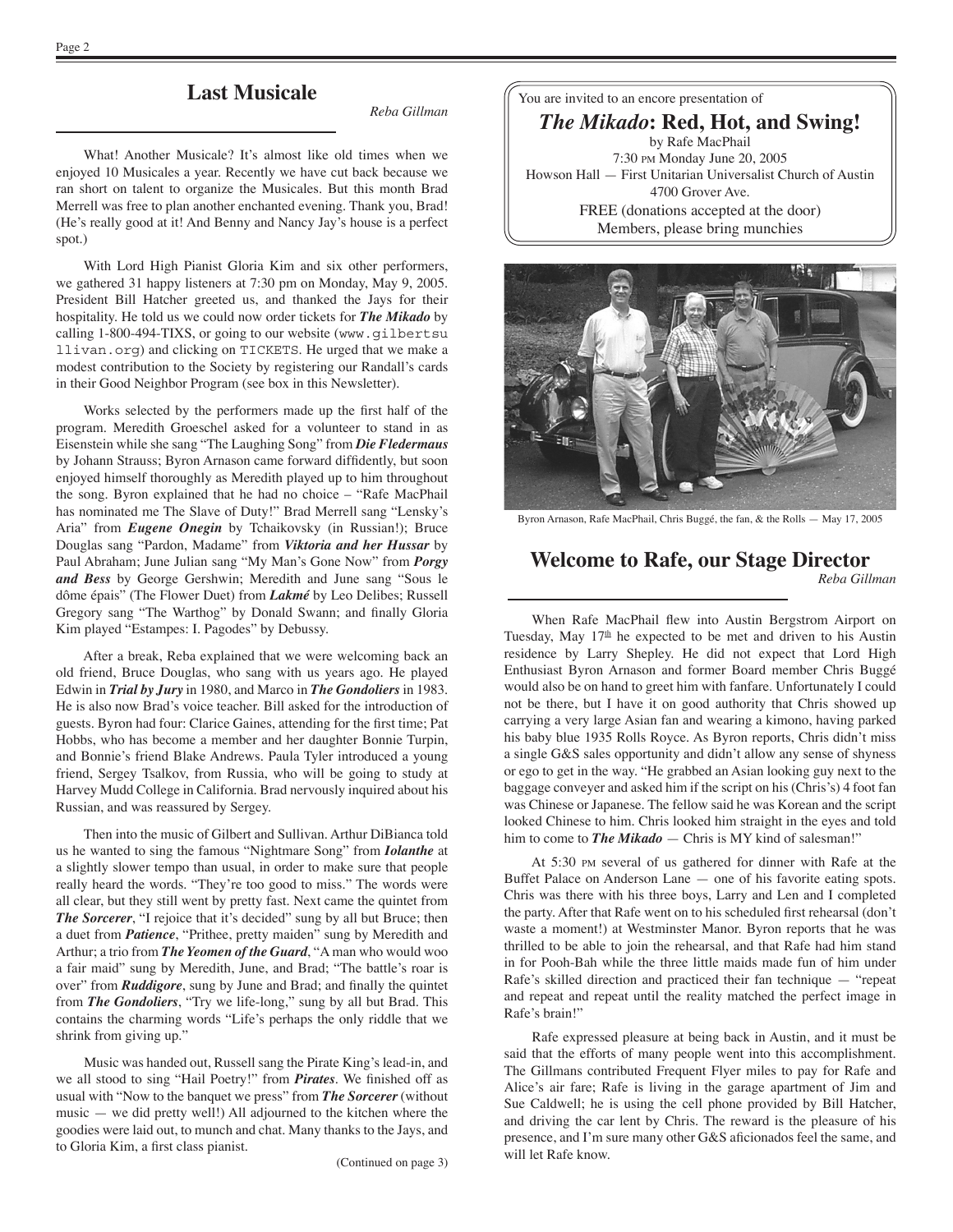## Last Musicale

*Reba Gillman*

What! Another Musicale? It's almost like old times when we enjoyed 10 Musicales a year. Recently we have cut back because we ran short on talent to organize the Musicales. But this month Brad Merrell was free to plan another enchanted evening. Thank you, Brad! (He's really good at it! And Benny and Nancy Jay's house is a perfect spot.)

With Lord High Pianist Gloria Kim and six other performers, we gathered 31 happy listeners at 7:30 pm on Monday, May 9, 2005. President Bill Hatcher greeted us, and thanked the Jays for their hospitality. He told us we could now order tickets for ***The Mikado*** by calling 1-800-494-TIXS, or going to our website (www.gilbertsullivan.org) and clicking on TICKETS. He urged that we make a modest contribution to the Society by registering our Randall's cards in their Good Neighbor Program (see box in this Newsletter).

Works selected by the performers made up the first half of the program. Meredith Groeschel asked for a volunteer to stand in as Eisenstein while she sang "The Laughing Song" from ***Die Fledermaus*** by Johann Strauss; Byron Arnason came forward diffidently, but soon enjoyed himself thoroughly as Meredith played up to him throughout the song. Byron explained that he had no choice – "Rafe MacPhail has nominated me The Slave of Duty!" Brad Merrell sang "Lensky's Aria" from ***Eugene Onegin*** by Tchaikovsky (in Russian!); Bruce Douglas sang "Pardon, Madame" from ***Viktoria and her Hussar*** by Paul Abraham; June Julian sang "My Man's Gone Now" from ***Porgy and Bess*** by George Gershwin; Meredith and June sang "Sous le dôme épais" (The Flower Duet) from ***Lakmé*** by Leo Delibes; Russell Gregory sang "The Warthog" by Donald Swann; and finally Gloria Kim played "Estampes: I. Pagodes" by Debussy.

After a break, Reba explained that we were welcoming back an old friend, Bruce Douglas, who sang with us years ago. He played Edwin in ***Trial by Jury*** in 1980, and Marco in ***The Gondoliers*** in 1983. He is also now Brad's voice teacher. Bill asked for the introduction of guests. Byron had four: Clarice Gaines, attending for the first time; Pat Hobbs, who has become a member and her daughter Bonnie Turpin, and Bonnie's friend Blake Andrews. Paula Tyler introduced a young friend, Sergey Tsalkov, from Russia, who will be going to study at Harvey Mudd College in California. Brad nervously inquired about his Russian, and was reassured by Sergey.

Then into the music of Gilbert and Sullivan. Arthur DiBianca told us he wanted to sing the famous "Nightmare Song" from ***Iolanthe*** at a slightly slower tempo than usual, in order to make sure that people really heard the words. "They're too good to miss." The words were all clear, but they still went by pretty fast. Next came the quintet from ***The Sorcerer***, "I rejoice that it's decided" sung by all but Bruce; then a duet from ***Patience***, "Prithee, pretty maiden" sung by Meredith and Arthur; a trio from ***The Yeomen of the Guard***, "A man who would woo a fair maid" sung by Meredith, June, and Brad; "The battle's roar is over" from ***Ruddigore***, sung by June and Brad; and finally the quintet from ***The Gondoliers***, "Try we life-long," sung by all but Brad. This contains the charming words "Life's perhaps the only riddle that we shrink from giving up."

Music was handed out, Russell sang the Pirate King's lead-in, and we all stood to sing "Hail Poetry!" from ***Pirates***. We finished off as usual with "Now to the banquet we press" from ***The Sorcerer*** (without music — we did pretty well!) All adjourned to the kitchen where the goodies were laid out, to munch and chat. Many thanks to the Jays, and to Gloria Kim, a first class pianist.

(Continued on page 3)

---

You are invited to an encore presentation of

***The Mikado*: Red, Hot, and Swing!**

by Rafe MacPhail
7:30 PM Monday June 20, 2005
Howson Hall — First Unitarian Universalist Church of Austin
4700 Grover Ave.
FREE (donations accepted at the door)
Members, please bring munchies

---

Byron Arnason, Rafe MacPhail, Chris Buggé, the fan, & the Rolls — May 17, 2005

## Welcome to Rafe, our Stage Director

*Reba Gillman*

When Rafe MacPhail flew into Austin Bergstrom Airport on Tuesday, May 17th he expected to be met and driven to his Austin residence by Larry Shepley. He did not expect that Lord High Enthusiast Byron Arnason and former Board member Chris Buggé would also be on hand to greet him with fanfare. Unfortunately I could not be there, but I have it on good authority that Chris showed up carrying a very large Asian fan and wearing a kimono, having parked his baby blue 1935 Rolls Royce. As Byron reports, Chris didn't miss a single G&S sales opportunity and didn't allow any sense of shyness or ego to get in the way. "He grabbed an Asian looking guy next to the baggage conveyer and asked him if the script on his (Chris's) 4 foot fan was Chinese or Japanese. The fellow said he was Korean and the script looked Chinese to him. Chris looked him straight in the eyes and told him to come to ***The Mikado*** — Chris is MY kind of salesman!"

At 5:30 PM several of us gathered for dinner with Rafe at the Buffet Palace on Anderson Lane — one of his favorite eating spots. Chris was there with his three boys, Larry and Len and I completed the party. After that Rafe went on to his scheduled first rehearsal (don't waste a moment!) at Westminster Manor. Byron reports that he was thrilled to be able to join the rehearsal, and that Rafe had him stand in for Pooh-Bah while the three little maids made fun of him under Rafe's skilled direction and practiced their fan technique — "repeat and repeat and repeat until the reality matched the perfect image in Rafe's brain!"

Rafe expressed pleasure at being back in Austin, and it must be said that the efforts of many people went into this accomplishment. The Gillmans contributed Frequent Flyer miles to pay for Rafe and Alice's air fare; Rafe is living in the garage apartment of Jim and Sue Caldwell; he is using the cell phone provided by Bill Hatcher, and driving the car lent by Chris. The reward is the pleasure of his presence, and I'm sure many other G&S aficionados feel the same, and will let Rafe know.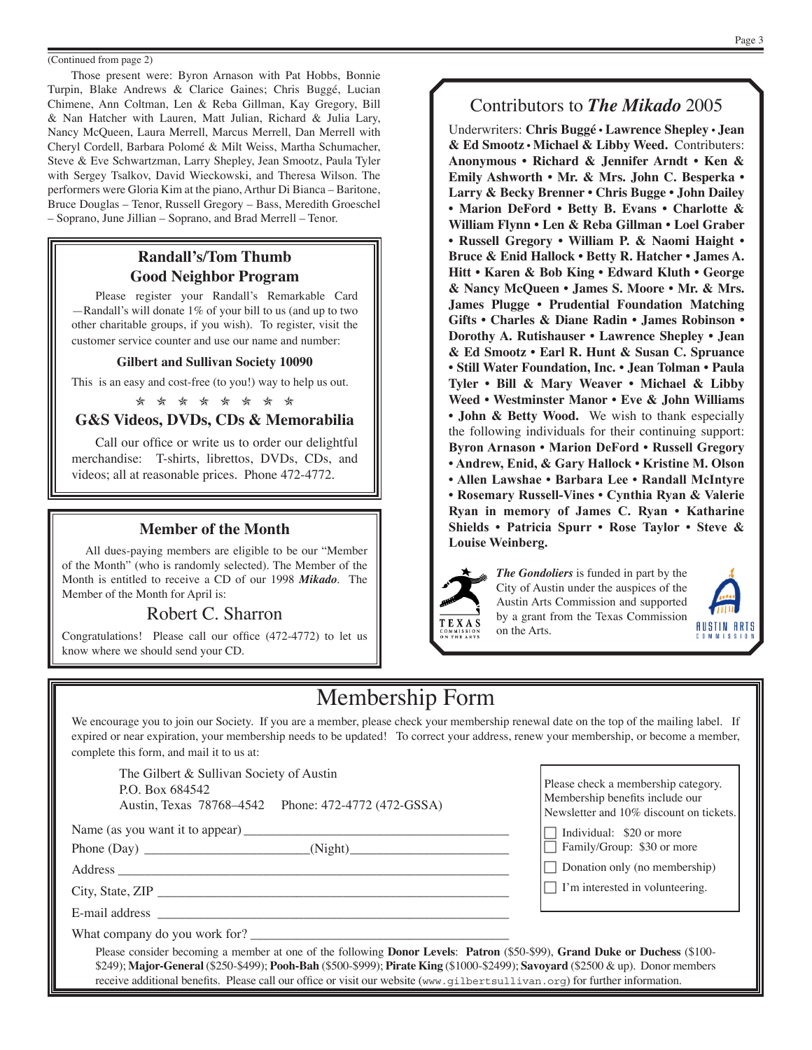(Continued from page 2)

Those present were: Byron Arnason with Pat Hobbs, Bonnie Turpin, Blake Andrews & Clarice Gaines; Chris Buggé, Lucian Chimene, Ann Coltman, Len & Reba Gillman, Kay Gregory, Bill & Nan Hatcher with Lauren, Matt Julian, Richard & Julia Lary, Nancy McQueen, Laura Merrell, Marcus Merrell, Dan Merrell with Cheryl Cordell, Barbara Polomé & Milt Weiss, Martha Schumacher, Steve & Eve Schwartzman, Larry Shepley, Jean Smootz, Paula Tyler with Sergey Tsalkov, David Wieckowski, and Theresa Wilson. The performers were Gloria Kim at the piano, Arthur Di Bianca – Baritone, Bruce Douglas – Tenor, Russell Gregory – Bass, Meredith Groeschel – Soprano, June Jillian – Soprano, and Brad Merrell – Tenor.

## Randall's/Tom Thumb Good Neighbor Program

Please register your Randall's Remarkable Card—Randall's will donate 1% of your bill to us (and up to two other charitable groups, if you wish). To register, visit the customer service counter and use our name and number:

**Gilbert and Sullivan Society 10090**

This is an easy and cost-free (to you!) way to help us out.

☆ ☆ ☆ ☆ ☆ ☆ ☆ ☆

## G&S Videos, DVDs, CDs & Memorabilia

Call our office or write us to order our delightful merchandise: T-shirts, librettos, DVDs, CDs, and videos; all at reasonable prices. Phone 472-4772.

## Member of the Month

All dues-paying members are eligible to be our "Member of the Month" (who is randomly selected). The Member of the Month is entitled to receive a CD of our 1998 ***Mikado***. The Member of the Month for April is:

### Robert C. Sharron

Congratulations! Please call our office (472-4772) to let us know where we should send your CD.

## Contributors to *The Mikado* 2005

Underwriters: **Chris Buggé • Lawrence Shepley • Jean & Ed Smootz • Michael & Libby Weed.** Contributers: **Anonymous • Richard & Jennifer Arndt • Ken & Emily Ashworth • Mr. & Mrs. John C. Besperka • Larry & Becky Brenner • Chris Bugge • John Dailey • Marion DeFord • Betty B. Evans • Charlotte & William Flynn • Len & Reba Gillman • Loel Graber • Russell Gregory • William P. & Naomi Haight • Bruce & Enid Hallock • Betty R. Hatcher • James A. Hitt • Karen & Bob King • Edward Kluth • George & Nancy McQueen • James S. Moore • Mr. & Mrs. James Plugge • Prudential Foundation Matching Gifts • Charles & Diane Radin • James Robinson • Dorothy A. Rutishauser • Lawrence Shepley • Jean & Ed Smootz • Earl R. Hunt & Susan C. Spruance • Still Water Foundation, Inc. • Jean Tolman • Paula Tyler • Bill & Mary Weaver • Michael & Libby Weed • Westminster Manor • Eve & John Williams • John & Betty Wood.** We wish to thank especially the following individuals for their continuing support: **Byron Arnason • Marion DeFord • Russell Gregory • Andrew, Enid, & Gary Hallock • Kristine M. Olson • Allen Lawshae • Barbara Lee • Randall McIntyre • Rosemary Russell-Vines • Cynthia Ryan & Valerie Ryan in memory of James C. Ryan • Katharine Shields • Patricia Spurr • Rose Taylor • Steve & Louise Weinberg.**

TEXAS COMMISSION ON THE ARTS

***The Gondoliers*** is funded in part by the City of Austin under the auspices of the Austin Arts Commission and supported by a grant from the Texas Commission on the Arts.

AUSTIN ARTS COMMISSION

# Membership Form

We encourage you to join our Society. If you are a member, please check your membership renewal date on the top of the mailing label. If expired or near expiration, your membership needs to be updated! To correct your address, renew your membership, or become a member, complete this form, and mail it to us at:

The Gilbert & Sullivan Society of Austin
P.O. Box 684542
Austin, Texas 78768–4542 Phone: 472-4772 (472-GSSA)

Name (as you want it to appear) ______________________________

Phone (Day) ____________________ (Night) ____________________

Address ______________________________

City, State, ZIP ______________________________

E-mail address ______________________________

What company do you work for? ______________________________

Please check a membership category. Membership benefits include our Newsletter and 10% discount on tickets.

- ☐ Individual: $20 or more
- ☐ Family/Group: $30 or more
- ☐ Donation only (no membership)
- ☐ I'm interested in volunteering.

Please consider becoming a member at one of the following **Donor Levels**: **Patron** ($50-$99), **Grand Duke or Duchess** ($100-$249); **Major-General** ($250-$499); **Pooh-Bah** ($500-$999); **Pirate King** ($1000-$2499); **Savoyard** ($2500 & up). Donor members receive additional benefits. Please call our office or visit our website (www.gilbertsullivan.org) for further information.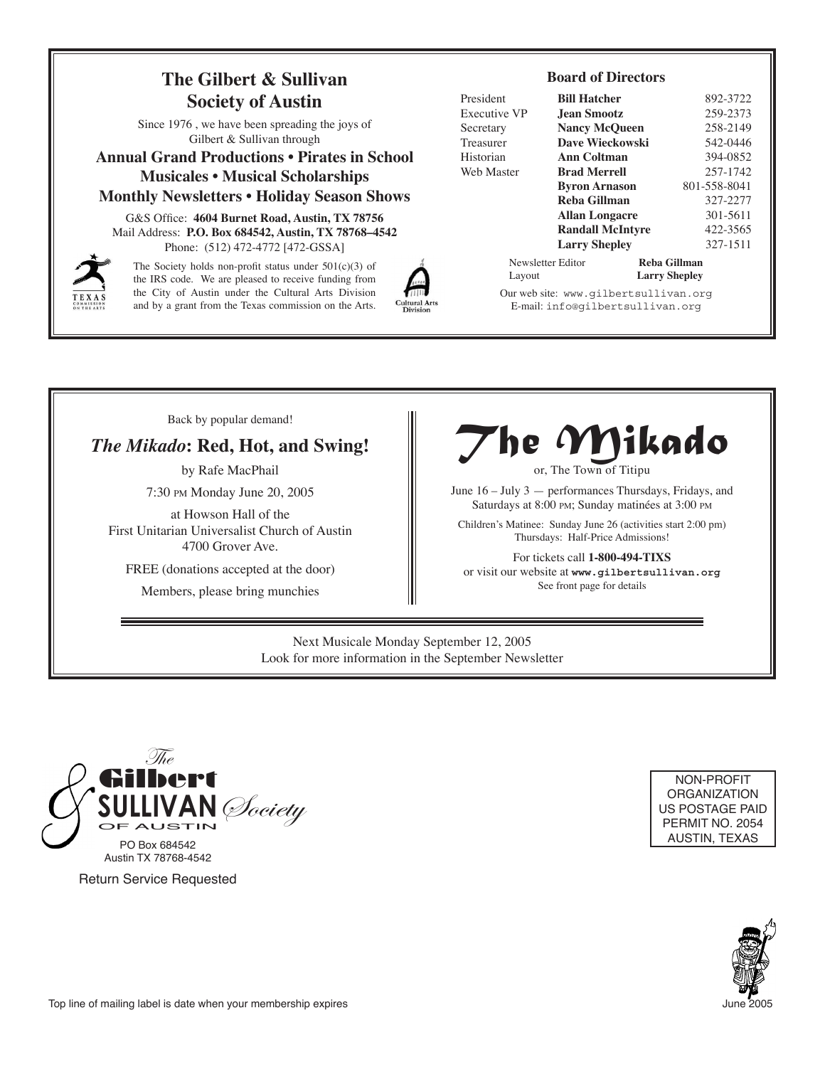## The Gilbert & Sullivan Society of Austin

Since 1976 , we have been spreading the joys of Gilbert & Sullivan through

**Annual Grand Productions • Pirates in School Musicales • Musical Scholarships Monthly Newsletters • Holiday Season Shows**

G&S Office: **4604 Burnet Road, Austin, TX 78756**
Mail Address: **P.O. Box 684542, Austin, TX 78768–4542**
Phone: (512) 472-4772 [472-GSSA]

The Society holds non-profit status under 501(c)(3) of the IRS code. We are pleased to receive funding from the City of Austin under the Cultural Arts Division and by a grant from the Texas commission on the Arts.

### Board of Directors

| | | |
|---|---|---|
| President | **Bill Hatcher** | 892-3722 |
| Executive VP | **Jean Smootz** | 259-2373 |
| Secretary | **Nancy McQueen** | 258-2149 |
| Treasurer | **Dave Wieckowski** | 542-0446 |
| Historian | **Ann Coltman** | 394-0852 |
| Web Master | **Brad Merrell** | 257-1742 |
| | **Byron Arnason** | 801-558-8041 |
| | **Reba Gillman** | 327-2277 |
| | **Allan Longacre** | 301-5611 |
| | **Randall McIntyre** | 422-3565 |
| | **Larry Shepley** | 327-1511 |

Newsletter Editor **Reba Gillman**
Layout **Larry Shepley**

Our web site: www.gilbertsullivan.org
E-mail: info@gilbertsullivan.org

---

Back by popular demand!

### *The Mikado*: Red, Hot, and Swing!

by Rafe MacPhail

7:30 PM Monday June 20, 2005

at Howson Hall of the First Unitarian Universalist Church of Austin 4700 Grover Ave.

FREE (donations accepted at the door)

Members, please bring munchies

## The Mikado

or, The Town of Titipu

June 16 – July 3 — performances Thursdays, Fridays, and Saturdays at 8:00 PM; Sunday matinées at 3:00 PM

Children's Matinee: Sunday June 26 (activities start 2:00 pm)
Thursdays: Half-Price Admissions!

For tickets call **1-800-494-TIXS**
or visit our website at **www.gilbertsullivan.org**
See front page for details

Next Musicale Monday September 12, 2005
Look for more information in the September Newsletter

---

The Gilbert & Sullivan Society of Austin
PO Box 684542
Austin TX 78768-4542

Return Service Requested

NON-PROFIT ORGANIZATION
US POSTAGE PAID
PERMIT NO. 2054
AUSTIN, TEXAS

Top line of mailing label is date when your membership expires

June 2005